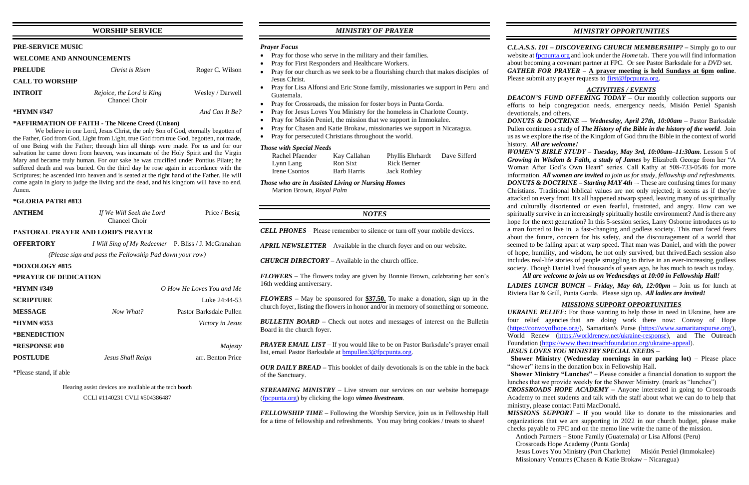## WORSHIP SERVICE

**PRE-SERVICE MUSIC**

**WELCOME AND ANNOUNCEMENTS**

**PRELUDE** — *Christ is Risen* — Roger C. Wilson

**CALL TO WORSHIP**

**INTROIT** — *Rejoice, the Lord is King* — Wesley / Darwell
Chancel Choir

***HYMN #347** — *And Can It Be?*

**\*AFFIRMATION OF FAITH - The Nicene Creed (Unison)**

We believe in one Lord, Jesus Christ, the only Son of God, eternally begotten of the Father, God from God, Light from Light, true God from true God, begotten, not made, of one Being with the Father; through him all things were made. For us and for our salvation he came down from heaven, was incarnate of the Holy Spirit and the Virgin Mary and became truly human. For our sake he was crucified under Pontius Pilate; he suffered death and was buried. On the third day he rose again in accordance with the Scriptures; he ascended into heaven and is seated at the right hand of the Father. He will come again in glory to judge the living and the dead, and his kingdom will have no end. Amen.

***GLORIA PATRI #813**

**ANTHEM** — *If We Will Seek the Lord* — Price / Besig
Chancel Choir

**PASTORAL PRAYER AND LORD'S PRAYER**

**OFFERTORY** — *I Will Sing of My Redeemer* — P. Bliss / J. McGranahan

*(Please sign and pass the Fellowship Pad down your row)*

***DOXOLOGY #815**

***PRAYER OF DEDICATION**

***HYMN #349** — *O How He Loves You and Me*

**SCRIPTURE** — Luke 24:44-53

**MESSAGE** — *Now What?* — Pastor Barksdale Pullen

***HYMN #353** — *Victory in Jesus*

***BENEDICTION**

***RESPONSE #10** — *Majesty*

**POSTLUDE** — *Jesus Shall Reign* — arr. Benton Price

*Please stand, if able

Hearing assist devices are available at the tech booth

CCLI #1140231 CVLI #504386487

## *MINISTRY OF PRAYER*

### *Prayer Focus*

- Pray for those who serve in the military and their families.
- Pray for First Responders and Healthcare Workers.
- Pray for our church as we seek to be a flourishing church that makes disciples of Jesus Christ.
- Pray for Lisa Alfonsi and Eric Stone family, missionaries we support in Peru and Guatemala.
- Pray for Crossroads, the mission for foster boys in Punta Gorda.
- Pray for Jesus Loves You Ministry for the homeless in Charlotte County.
- Pray for Misión Peniel, the mission that we support in Immokalee.
- Pray for Chasen and Katie Brokaw, missionaries we support in Nicaragua.
- Pray for persecuted Christians throughout the world.

### *Those with Special Needs*

| | | | |
|---|---|---|---|
| Rachel Pfaender | Kay Callahan | Phyllis Ehrhardt | Dave Sifferd |
| Lynn Lang | Ron Sixt | Rick Berner | |
| Irene Csontos | Barb Harris | Jack Rothley | |

### *Those who are in Assisted Living or Nursing Homes*

Marion Brown, *Royal Palm*

## *NOTES*

***CELL PHONES*** – Please remember to silence or turn off your mobile devices.

***APRIL NEWSLETTER*** – Available in the church foyer and on our website.

***CHURCH DIRECTORY*** – Available in the church office.

***FLOWERS*** – The flowers today are given by Bonnie Brown, celebrating her son's 16th wedding anniversary.

***FLOWERS*** – May be sponsored for **$37.50.** To make a donation, sign up in the church foyer, listing the flowers in honor and/or in memory of something or someone.

***BULLETIN BOARD*** – Check out notes and messages of interest on the Bulletin Board in the church foyer.

***PRAYER EMAIL LIST*** – If you would like to be on Pastor Barksdale's prayer email list, email Pastor Barksdale at bmpullen3@fpcpunta.org.

***OUR DAILY BREAD*** – This booklet of daily devotionals is on the table in the back of the Sanctuary.

***STREAMING MINISTRY*** – Live stream our services on our website homepage (fpcpunta.org) by clicking the logo *vimeo livestream*.

***FELLOWSHIP TIME*** – Following the Worship Service, join us in Fellowship Hall for a time of fellowship and refreshments. You may bring cookies / treats to share!

## *MINISTRY OPPORTUNITIES*

***C.L.A.S.S. 101 – DISCOVERING CHURCH MEMBERSHIP?*** – Simply go to our website at fpcpunta.org and look under the *Home* tab. There you will find information about becoming a covenant partner at FPC. Or see Pastor Barksdale for a *DVD* set.

***GATHER FOR PRAYER*** – **A prayer meeting is held Sundays at 6pm online**. Please submit any prayer requests to first@fpcpunta.org.

### *ACTIVITIES / EVENTS*

***DEACON'S FUND OFFERING TODAY*** – Our monthly collection supports our efforts to help congregation needs, emergency needs, Misión Peniel Spanish devotionals, and others.

***DONUTS & DOCTRINE –- Wednesday, April 27th, 10:00am*** – Pastor Barksdale Pullen continues a study of ***The History of the Bible in the history of the world***. Join us as we explore the rise of the Kingdom of God thru the Bible in the context of world history. ***All are welcome!***

***WOMEN'S BIBLE STUDY – Tuesday, May 3rd, 10:00am–11:30am***. Lesson 5 of ***Growing in Wisdom & Faith, a study of James*** by Elizabeth George from her "A Woman After God's Own Heart" series. Call Kathy at 508-733-0546 for more information. ***All women are invited*** *to join us for study, fellowship and refreshments.*

***DONUTS & DOCTRINE – Starting MAY 4th*** –- These are confusing times for many Christians. Traditional biblical values are not only rejected; it seems as if they're attacked on every front. It's all happened atwarp speed, leaving many of us spiritually and culturally disoriented or even fearful, frustrated, and angry. How can we spiritually survive in an increasingly spiritually hostile environment? And is there any hope for the next generation? In this 5-session series, Larry Osborne introduces us to a man forced to live in a fast-changing and godless society. This man faced fears about the future, concern for his safety, and the discouragement of a world that seemed to be falling apart at warp speed. That man was Daniel, and with the power of hope, humility, and wisdom, he not only survived, but thrived.Each session also includes real-life stories of people struggling to thrive in an ever-increasing godless society. Though Daniel lived thousands of years ago, he has much to teach us today.

***All are welcome to join us on Wednesdays at 10:00 in Fellowship Hall!***

***LADIES LUNCH BUNCH – Friday, May 6th, 12:00pm*** – Join us for lunch at Riviera Bar & Grill, Punta Gorda. Please sign up. ***All ladies are invited!***

### *MISSIONS SUPPORT OPPORTUNITIES*

***UKRAINE RELIEF:*** For those wanting to help those in need in Ukraine, here are four relief agencies that are doing work there now: Convoy of Hope (https://convoyofhope.org/), Samaritan's Purse (https://www.samaritanspurse.org/), World Renew (https://worldrenew.net/ukraine-response), and The Outreach Foundation (https://www.theoutreachfoundation.org/ukraine-appeal).

***JESUS LOVES YOU MINISTRY SPECIAL NEEDS –***

**Shower Ministry (Wednesday mornings in our parking lot)** – Please place "shower" items in the donation box in Fellowship Hall.

**Shower Ministry "Lunches"** – Please consider a financial donation to support the lunches that we provide weekly for the Shower Ministry. (mark as "lunches")

***CROSSROADS HOPE ACADEMY*** – Anyone interested in going to Crossroads Academy to meet students and talk with the staff about what we can do to help that ministry, please contact Patti MacDonald.

***MISSIONS SUPPORT*** – If you would like to donate to the missionaries and organizations that we are supporting in 2022 in our church budget, please make checks payable to FPC and on the memo line write the name of the mission.

Antioch Partners – Stone Family (Guatemala) or Lisa Alfonsi (Peru)
Crossroads Hope Academy (Punta Gorda)
Jesus Loves You Ministry (Port Charlotte) Misión Peniel (Immokalee)
Missionary Ventures (Chasen & Katie Brokaw – Nicaragua)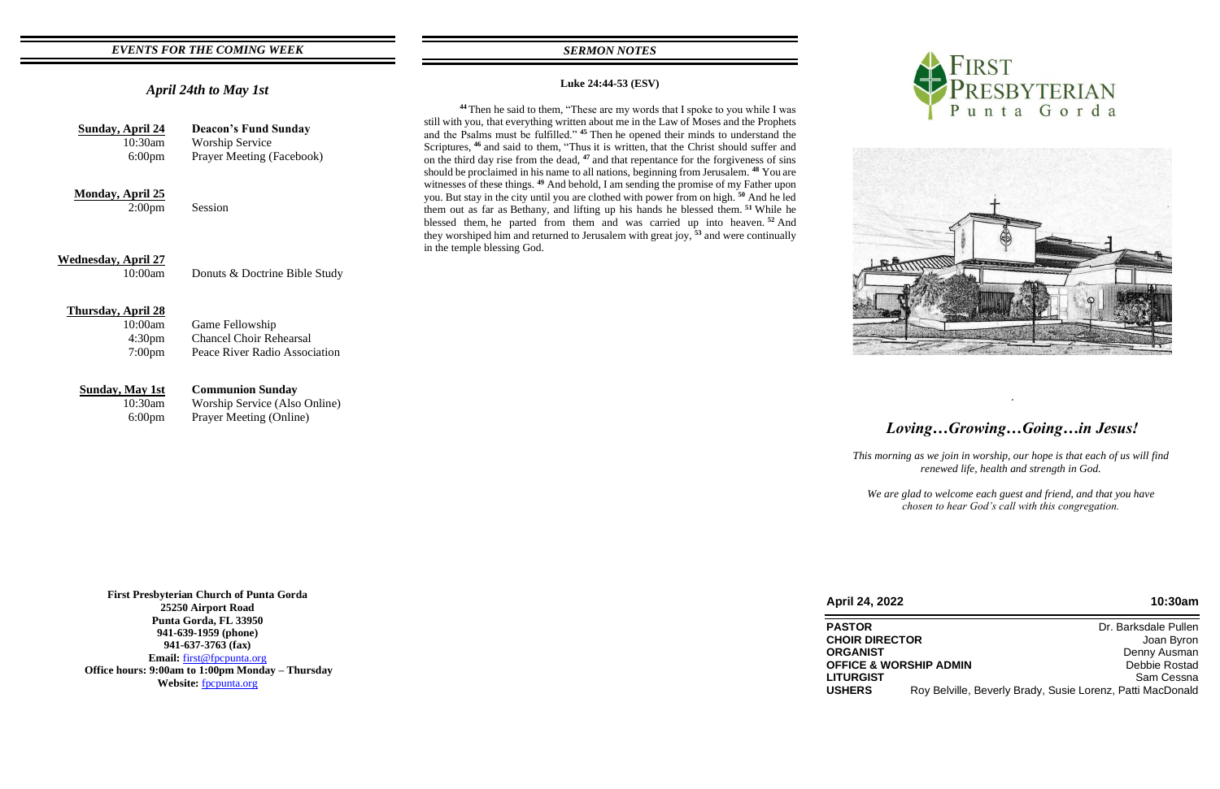## *EVENTS FOR THE COMING WEEK*

### *April 24th to May 1st*

**Sunday, April 24** — **Deacon's Fund Sunday**
- 10:30am Worship Service
- 6:00pm Prayer Meeting (Facebook)

**Monday, April 25**
- 2:00pm Session

**Wednesday, April 27**
- 10:00am Donuts & Doctrine Bible Study

**Thursday, April 28**
- 10:00am Game Fellowship
- 4:30pm Chancel Choir Rehearsal
- 7:00pm Peace River Radio Association

**Sunday, May 1st** — **Communion Sunday**
- 10:30am Worship Service (Also Online)
- 6:00pm Prayer Meeting (Online)

**First Presbyterian Church of Punta Gorda**
**25250 Airport Road**
**Punta Gorda, FL 33950**
**941-639-1959 (phone)**
**941-637-3763 (fax)**
**Email:** first@fpcpunta.org
**Office hours: 9:00am to 1:00pm Monday – Thursday**
**Website:** fpcpunta.org

## *SERMON NOTES*

**Luke 24:44-53 (ESV)**

[44] Then he said to them, "These are my words that I spoke to you while I was still with you, that everything written about me in the Law of Moses and the Prophets and the Psalms must be fulfilled." [45] Then he opened their minds to understand the Scriptures, [46] and said to them, "Thus it is written, that the Christ should suffer and on the third day rise from the dead, [47] and that repentance for the forgiveness of sins should be proclaimed in his name to all nations, beginning from Jerusalem. [48] You are witnesses of these things. [49] And behold, I am sending the promise of my Father upon you. But stay in the city until you are clothed with power from on high. [50] And he led them out as far as Bethany, and lifting up his hands he blessed them. [51] While he blessed them, he parted from them and was carried up into heaven. [52] And they worshiped him and returned to Jerusalem with great joy, [53] and were continually in the temple blessing God.

# FIRST PRESBYTERIAN
Punta Gorda

## *Loving…Growing…Going…in Jesus!*

*This morning as we join in worship, our hope is that each of us will find renewed life, health and strength in God.*

*We are glad to welcome each guest and friend, and that you have chosen to hear God's call with this congregation.*

**April 24, 2022** **10:30am**

| | |
|---|---|
| **PASTOR** | Dr. Barksdale Pullen |
| **CHOIR DIRECTOR** | Joan Byron |
| **ORGANIST** | Denny Ausman |
| **OFFICE & WORSHIP ADMIN** | Debbie Rostad |
| **LITURGIST** | Sam Cessna |
| **USHERS** | Roy Belville, Beverly Brady, Susie Lorenz, Patti MacDonald |